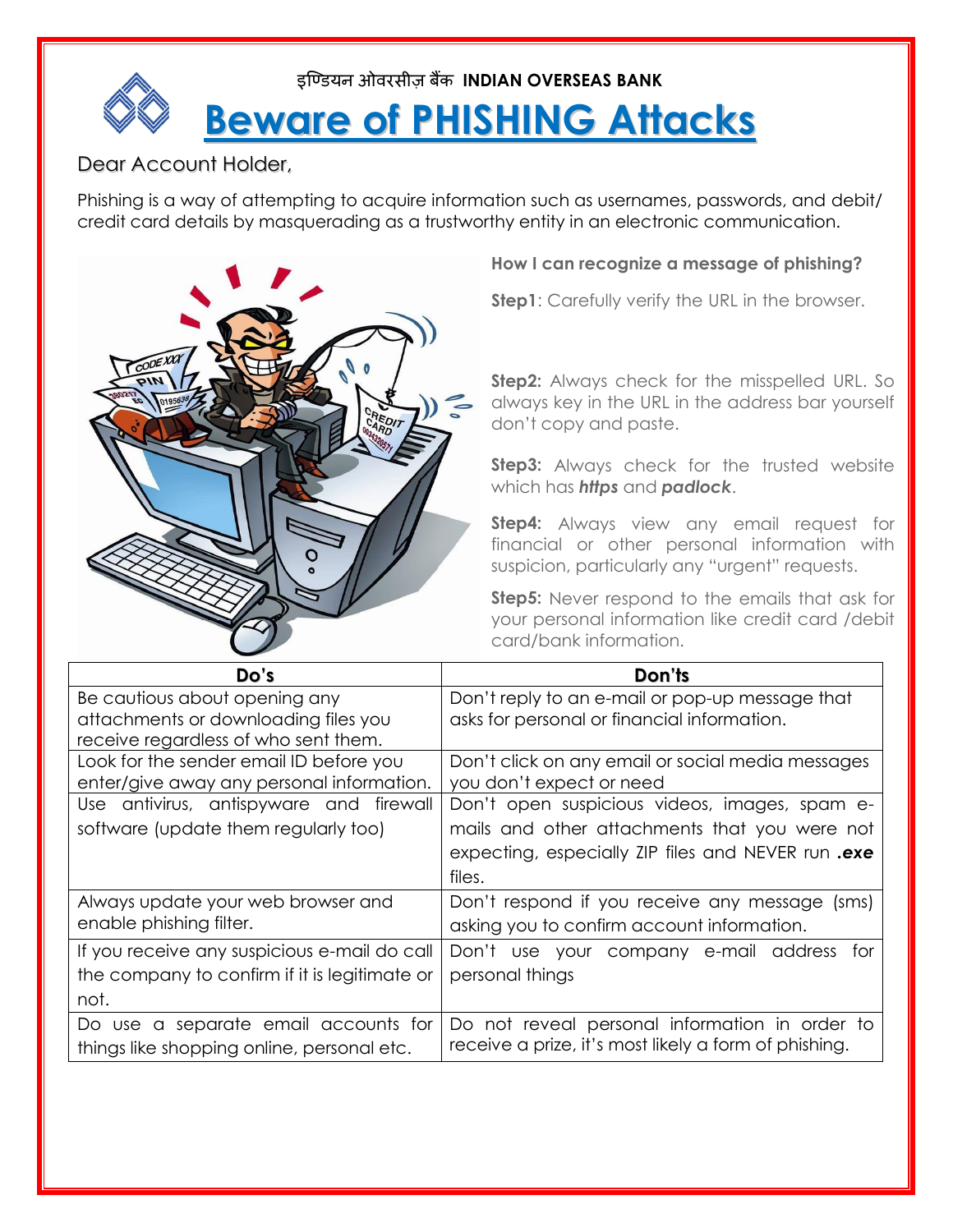इण्डियन ओवरसीज़ बैंक **INDIAN OVERSEAS BANK**

# Beware of PHISHING Attacks

Dear Account Holder,

Phishing is a way of attempting to acquire information such as usernames, passwords, and debit/ credit card details by masquerading as a trustworthy entity in an electronic communication.

**How I can recognize a message of phishing?**

**Step1**: Carefully verify the URL in the browser.

**Step2:** Always check for the misspelled URL. So always key in the URL in the address bar yourself don't copy and paste.

**Step3:** Always check for the trusted website which has ***https*** and ***padlock***.

**Step4:** Always view any email request for financial or other personal information with suspicion, particularly any "urgent" requests.

**Step5:** Never respond to the emails that ask for your personal information like credit card /debit card/bank information.

| Do's | Don'ts |
|---|---|
| Be cautious about opening any attachments or downloading files you receive regardless of who sent them. | Don't reply to an e-mail or pop-up message that asks for personal or financial information. |
| Look for the sender email ID before you enter/give away any personal information. | Don't click on any email or social media messages you don't expect or need |
| Use antivirus, antispyware and firewall software (update them regularly too) | Don't open suspicious videos, images, spam e-mails and other attachments that you were not expecting, especially ZIP files and NEVER run ***.exe*** files. |
| Always update your web browser and enable phishing filter. | Don't respond if you receive any message (sms) asking you to confirm account information. |
| If you receive any suspicious e-mail do call the company to confirm if it is legitimate or not. | Don't use your company e-mail address for personal things |
| Do use a separate email accounts for things like shopping online, personal etc. | Do not reveal personal information in order to receive a prize, it's most likely a form of phishing. |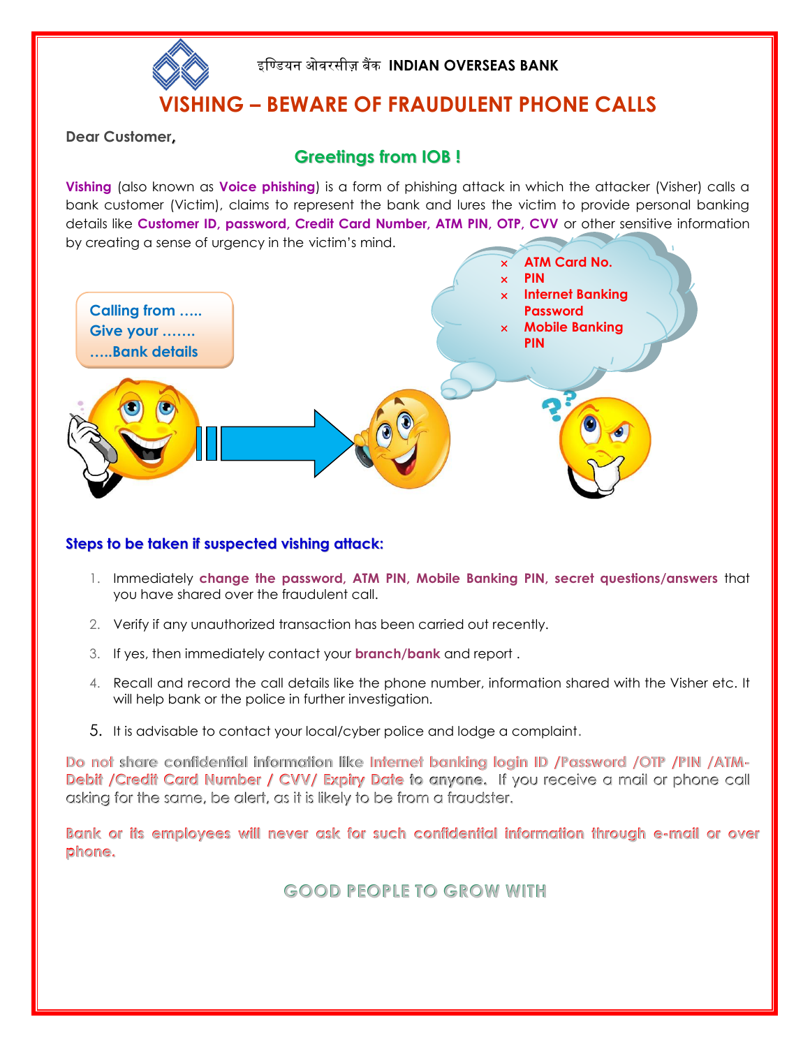इण्डियन ओवरसीज़ बैंक **INDIAN OVERSEAS BANK**

# VISHING – BEWARE OF FRAUDULENT PHONE CALLS

**Dear Customer,**

## Greetings from IOB !

**Vishing** (also known as **Voice phishing**) is a form of phishing attack in which the attacker (Visher) calls a bank customer (Victim), claims to represent the bank and lures the victim to provide personal banking details like **Customer ID, password, Credit Card Number, ATM PIN, OTP, CVV** or other sensitive information by creating a sense of urgency in the victim's mind.

Calling from …..
Give your …….
…..Bank details

- × ATM Card No.
- × PIN
- × Internet Banking Password
- × Mobile Banking PIN

### Steps to be taken if suspected vishing attack:

1. Immediately **change the password, ATM PIN, Mobile Banking PIN, secret questions/answers** that you have shared over the fraudulent call.
2. Verify if any unauthorized transaction has been carried out recently.
3. If yes, then immediately contact your **branch/bank** and report .
4. Recall and record the call details like the phone number, information shared with the Visher etc. It will help bank or the police in further investigation.
5. It is advisable to contact your local/cyber police and lodge a complaint.

**Do not share confidential information like Internet banking login ID /Password /OTP /PIN /ATM-Debit /Credit Card Number / CVV/ Expiry Date to anyone.** If you receive a mail or phone call asking for the same, be alert, as it is likely to be from a fraudster.

**Bank or its employees will never ask for such confidential information through e-mail or over phone.**

## GOOD PEOPLE TO GROW WITH